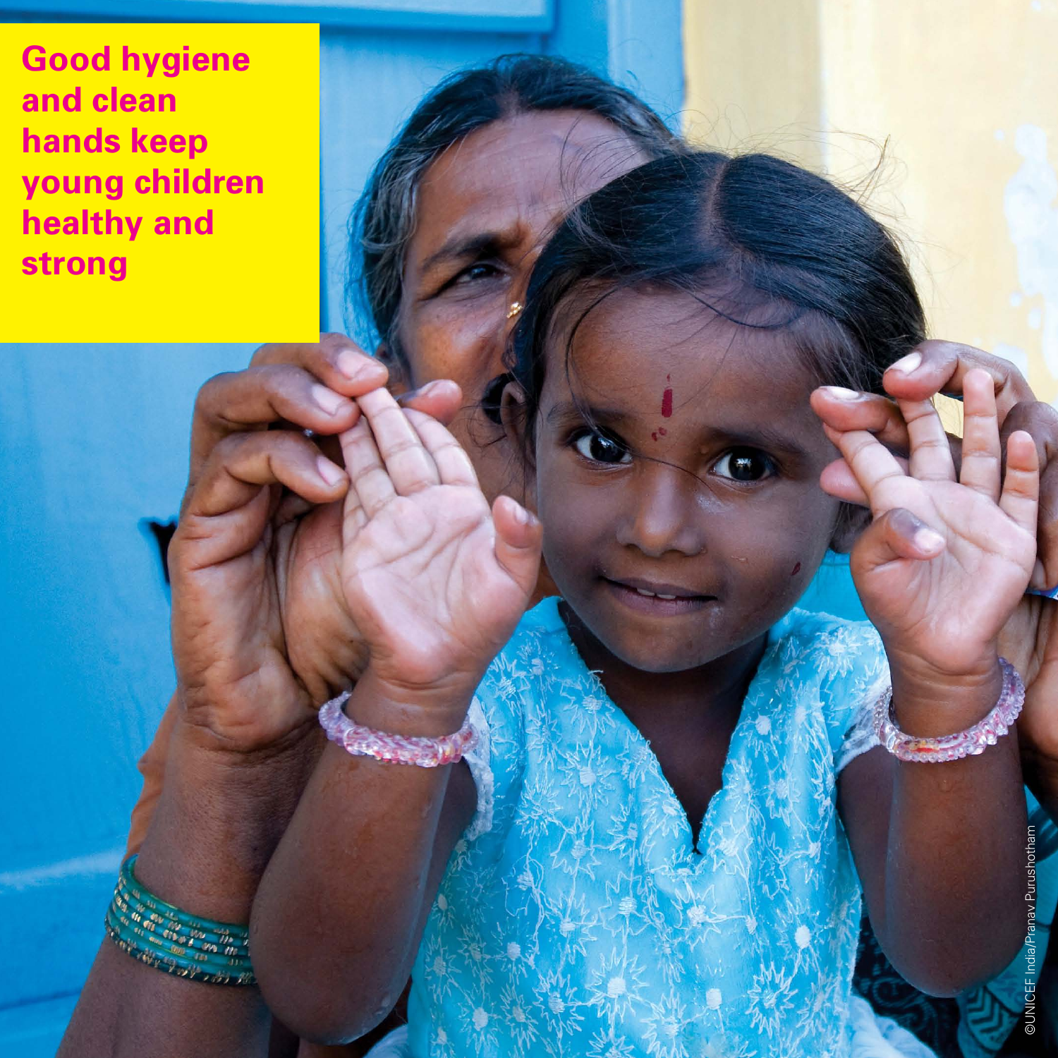# Good hygiene and clean hands keep young children healthy and strong

©UNICEF India/Pranav Purushotham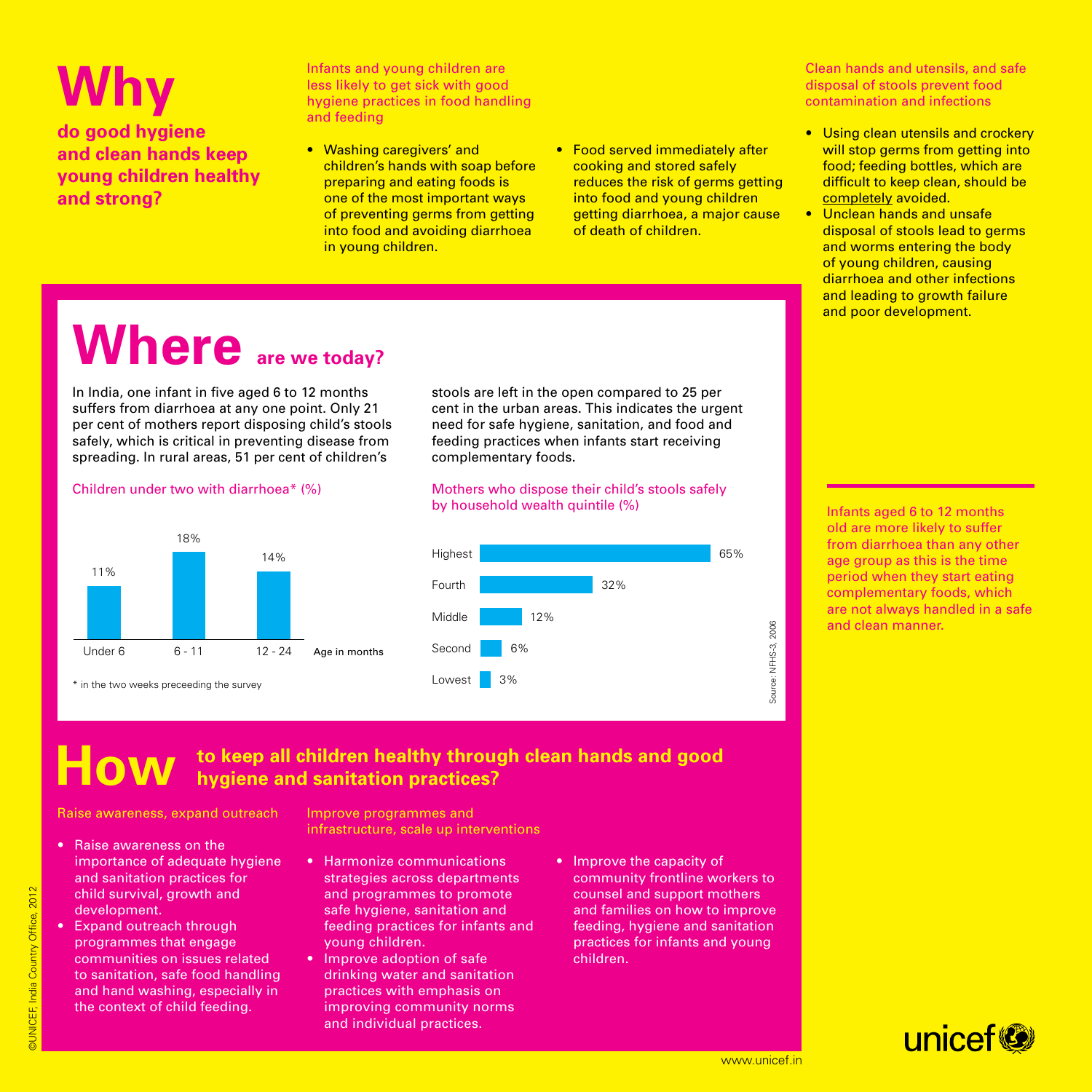# Why

## do good hygiene and clean hands keep young children healthy and strong?

Infants and young children are less likely to get sick with good hygiene practices in food handling and feeding

- Washing caregivers' and children's hands with soap before preparing and eating foods is one of the most important ways of preventing germs from getting into food and avoiding diarrhoea in young children.
- Food served immediately after cooking and stored safely reduces the risk of germs getting into food and young children getting diarrhoea, a major cause of death of children.

Clean hands and utensils, and safe disposal of stools prevent food contamination and infections

- Using clean utensils and crockery will stop germs from getting into food; feeding bottles, which are difficult to keep clean, should be completely avoided.
- Unclean hands and unsafe disposal of stools lead to germs and worms entering the body of young children, causing diarrhoea and other infections and leading to growth failure and poor development.

# Where are we today?

In India, one infant in five aged 6 to 12 months suffers from diarrhoea at any one point. Only 21 per cent of mothers report disposing child's stools safely, which is critical in preventing disease from spreading. In rural areas, 51 per cent of children's stools are left in the open compared to 25 per cent in the urban areas. This indicates the urgent need for safe hygiene, sanitation, and food and feeding practices when infants start receiving complementary foods.

Children under two with diarrhoea* (%)

11%
18%
14%
Under 6
6 - 11
12 - 24
Age in months

\* in the two weeks preceeding the survey

Mothers who dispose their child's stools safely by household wealth quintile (%)

Highest 65%
Fourth 32%
Middle 12%
Second 6%
Lowest 3%

Source: NFHS-3, 2006

Infants aged 6 to 12 months old are more likely to suffer from diarrhoea than any other age group as this is the time period when they start eating complementary foods, which are not always handled in a safe and clean manner.

# How to keep all children healthy through clean hands and good hygiene and sanitation practices?

Raise awareness, expand outreach

- Raise awareness on the importance of adequate hygiene and sanitation practices for child survival, growth and development.
- Expand outreach through programmes that engage communities on issues related to sanitation, safe food handling and hand washing, especially in the context of child feeding.

Improve programmes and infrastructure, scale up interventions

- Harmonize communications strategies across departments and programmes to promote safe hygiene, sanitation and feeding practices for infants and young children.
- Improve adoption of safe drinking water and sanitation practices with emphasis on improving community norms and individual practices.
- Improve the capacity of community frontline workers to counsel and support mothers and families on how to improve feeding, hygiene and sanitation practices for infants and young children.

©UNICEF, India Country Office, 2012

unicef

www.unicef.in